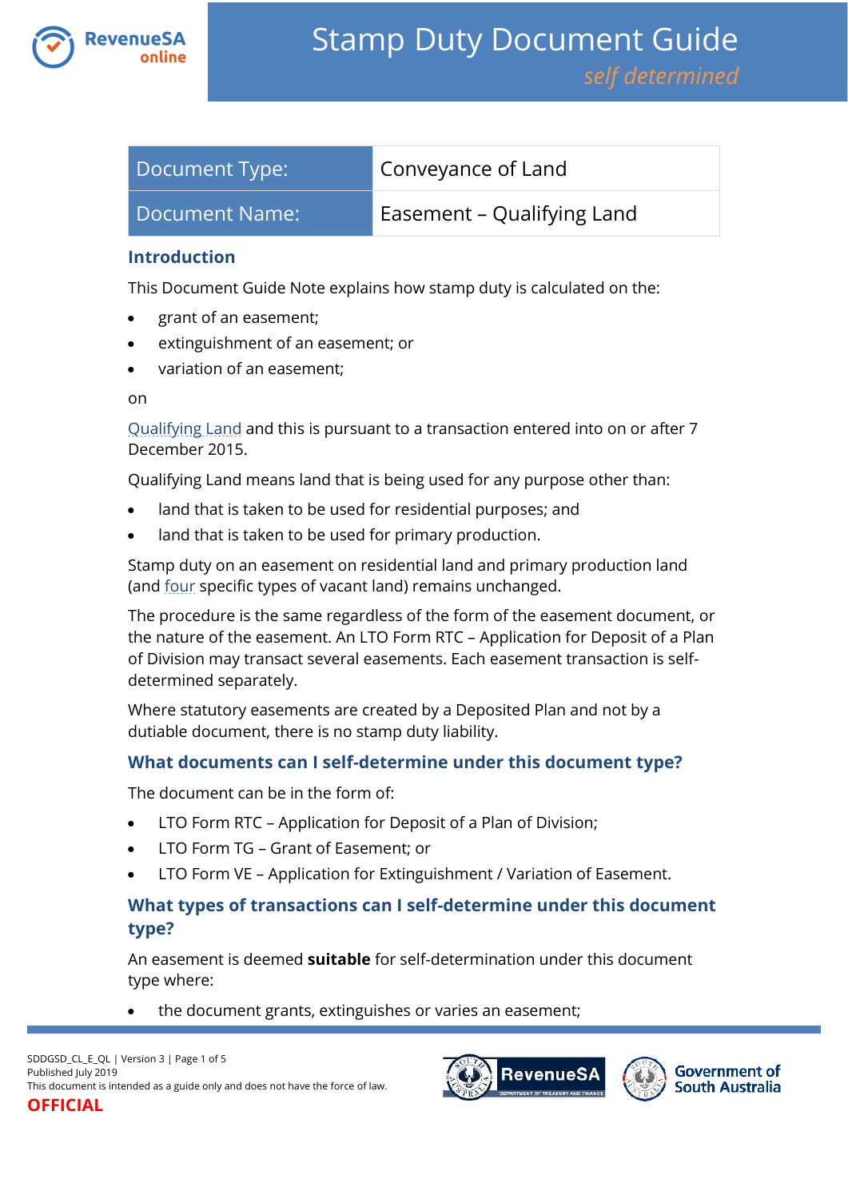# Stamp Duty Document Guide

*self determined*

| Document Type: | Conveyance of Land |
| --- | --- |
| Document Name: | Easement – Qualifying Land |

## Introduction

This Document Guide Note explains how stamp duty is calculated on the:

- grant of an easement;
- extinguishment of an easement; or
- variation of an easement;

on

Qualifying Land and this is pursuant to a transaction entered into on or after 7 December 2015.

Qualifying Land means land that is being used for any purpose other than:

- land that is taken to be used for residential purposes; and
- land that is taken to be used for primary production.

Stamp duty on an easement on residential land and primary production land (and four specific types of vacant land) remains unchanged.

The procedure is the same regardless of the form of the easement document, or the nature of the easement. An LTO Form RTC – Application for Deposit of a Plan of Division may transact several easements. Each easement transaction is self-determined separately.

Where statutory easements are created by a Deposited Plan and not by a dutiable document, there is no stamp duty liability.

## What documents can I self-determine under this document type?

The document can be in the form of:

- LTO Form RTC – Application for Deposit of a Plan of Division;
- LTO Form TG – Grant of Easement; or
- LTO Form VE – Application for Extinguishment / Variation of Easement.

## What types of transactions can I self-determine under this document type?

An easement is deemed **suitable** for self-determination under this document type where:

- the document grants, extinguishes or varies an easement;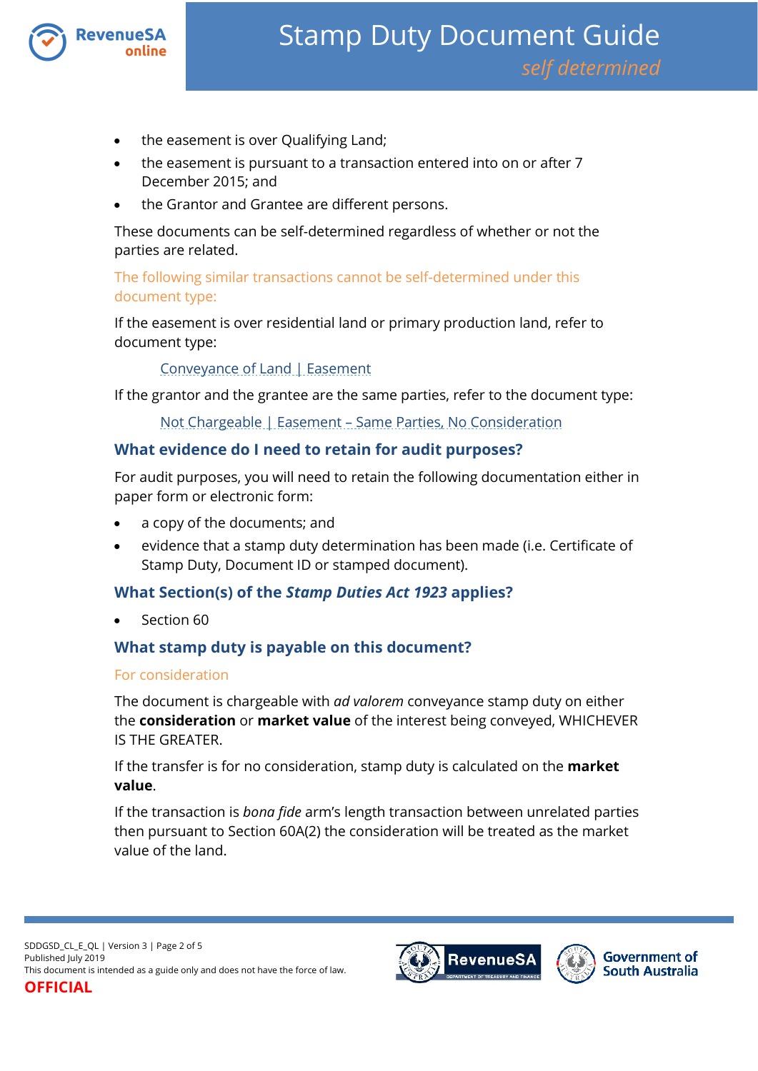- the easement is over Qualifying Land;
- the easement is pursuant to a transaction entered into on or after 7 December 2015; and
- the Grantor and Grantee are different persons.

These documents can be self-determined regardless of whether or not the parties are related.

The following similar transactions cannot be self-determined under this document type:

If the easement is over residential land or primary production land, refer to document type:

Conveyance of Land | Easement

If the grantor and the grantee are the same parties, refer to the document type:

Not Chargeable | Easement – Same Parties, No Consideration

## What evidence do I need to retain for audit purposes?

For audit purposes, you will need to retain the following documentation either in paper form or electronic form:

- a copy of the documents; and
- evidence that a stamp duty determination has been made (i.e. Certificate of Stamp Duty, Document ID or stamped document).

## What Section(s) of the *Stamp Duties Act 1923* applies?

- Section 60

## What stamp duty is payable on this document?

For consideration

The document is chargeable with *ad valorem* conveyance stamp duty on either the **consideration** or **market value** of the interest being conveyed, WHICHEVER IS THE GREATER.

If the transfer is for no consideration, stamp duty is calculated on the **market value**.

If the transaction is *bona fide* arm's length transaction between unrelated parties then pursuant to Section 60A(2) the consideration will be treated as the market value of the land.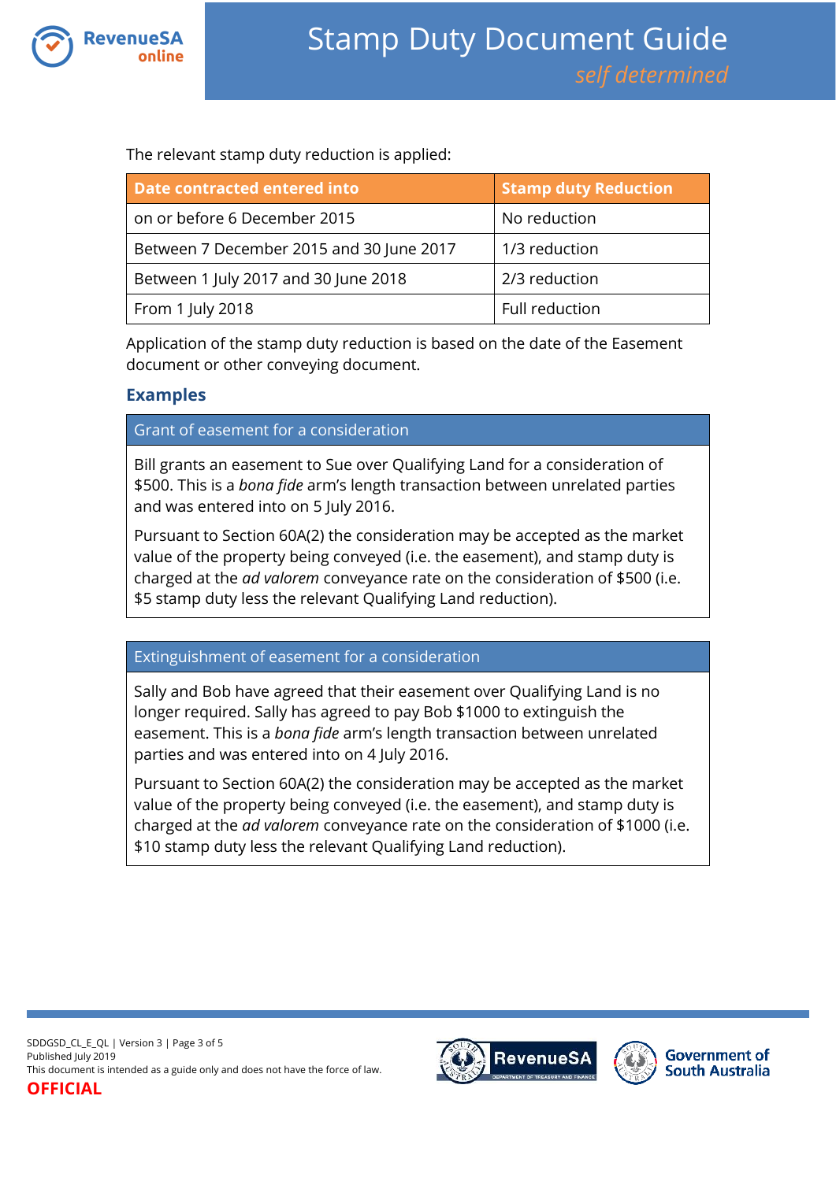The relevant stamp duty reduction is applied:

| Date contracted entered into | Stamp duty Reduction |
|---|---|
| on or before 6 December 2015 | No reduction |
| Between 7 December 2015 and 30 June 2017 | 1/3 reduction |
| Between 1 July 2017 and 30 June 2018 | 2/3 reduction |
| From 1 July 2018 | Full reduction |

Application of the stamp duty reduction is based on the date of the Easement document or other conveying document.

## Examples

### Grant of easement for a consideration

Bill grants an easement to Sue over Qualifying Land for a consideration of $500. This is a *bona fide* arm's length transaction between unrelated parties and was entered into on 5 July 2016.

Pursuant to Section 60A(2) the consideration may be accepted as the market value of the property being conveyed (i.e. the easement), and stamp duty is charged at the *ad valorem* conveyance rate on the consideration of $500 (i.e. $5 stamp duty less the relevant Qualifying Land reduction).

### Extinguishment of easement for a consideration

Sally and Bob have agreed that their easement over Qualifying Land is no longer required. Sally has agreed to pay Bob $1000 to extinguish the easement. This is a *bona fide* arm's length transaction between unrelated parties and was entered into on 4 July 2016.

Pursuant to Section 60A(2) the consideration may be accepted as the market value of the property being conveyed (i.e. the easement), and stamp duty is charged at the *ad valorem* conveyance rate on the consideration of $1000 (i.e. $10 stamp duty less the relevant Qualifying Land reduction).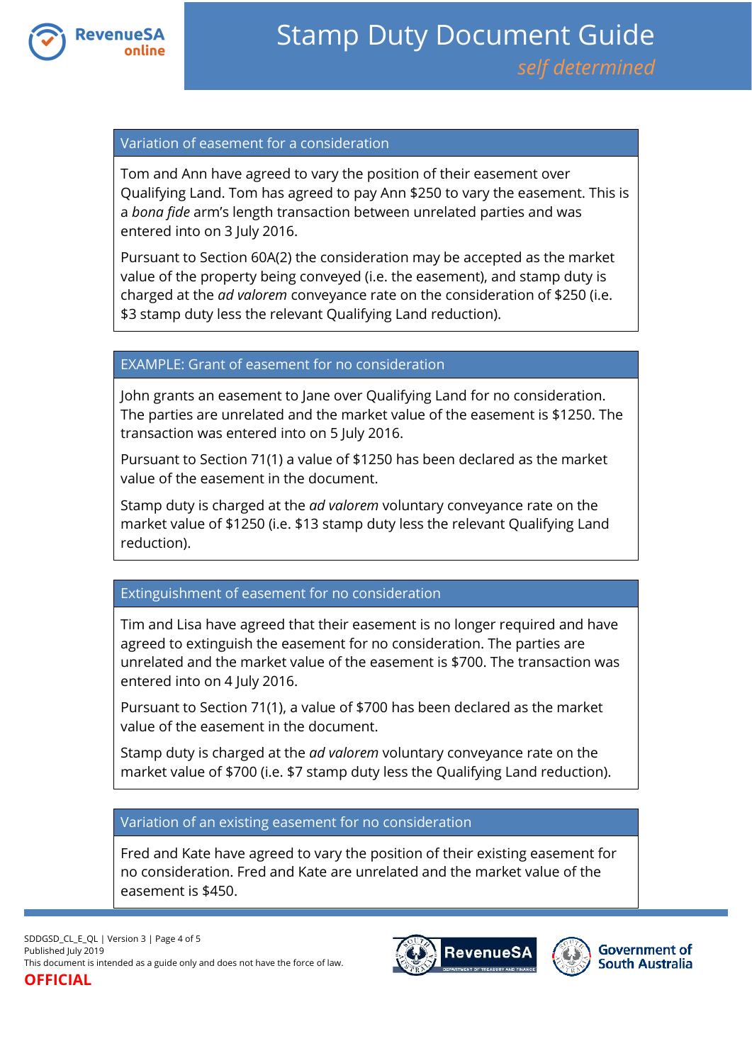### Variation of easement for a consideration

Tom and Ann have agreed to vary the position of their easement over Qualifying Land. Tom has agreed to pay Ann $250 to vary the easement. This is a *bona fide* arm's length transaction between unrelated parties and was entered into on 3 July 2016.

Pursuant to Section 60A(2) the consideration may be accepted as the market value of the property being conveyed (i.e. the easement), and stamp duty is charged at the *ad valorem* conveyance rate on the consideration of $250 (i.e. $3 stamp duty less the relevant Qualifying Land reduction).

### EXAMPLE: Grant of easement for no consideration

John grants an easement to Jane over Qualifying Land for no consideration. The parties are unrelated and the market value of the easement is $1250. The transaction was entered into on 5 July 2016.

Pursuant to Section 71(1) a value of $1250 has been declared as the market value of the easement in the document.

Stamp duty is charged at the *ad valorem* voluntary conveyance rate on the market value of $1250 (i.e. $13 stamp duty less the relevant Qualifying Land reduction).

### Extinguishment of easement for no consideration

Tim and Lisa have agreed that their easement is no longer required and have agreed to extinguish the easement for no consideration. The parties are unrelated and the market value of the easement is $700. The transaction was entered into on 4 July 2016.

Pursuant to Section 71(1), a value of $700 has been declared as the market value of the easement in the document.

Stamp duty is charged at the *ad valorem* voluntary conveyance rate on the market value of $700 (i.e. $7 stamp duty less the Qualifying Land reduction).

### Variation of an existing easement for no consideration

Fred and Kate have agreed to vary the position of their existing easement for no consideration. Fred and Kate are unrelated and the market value of the easement is $450.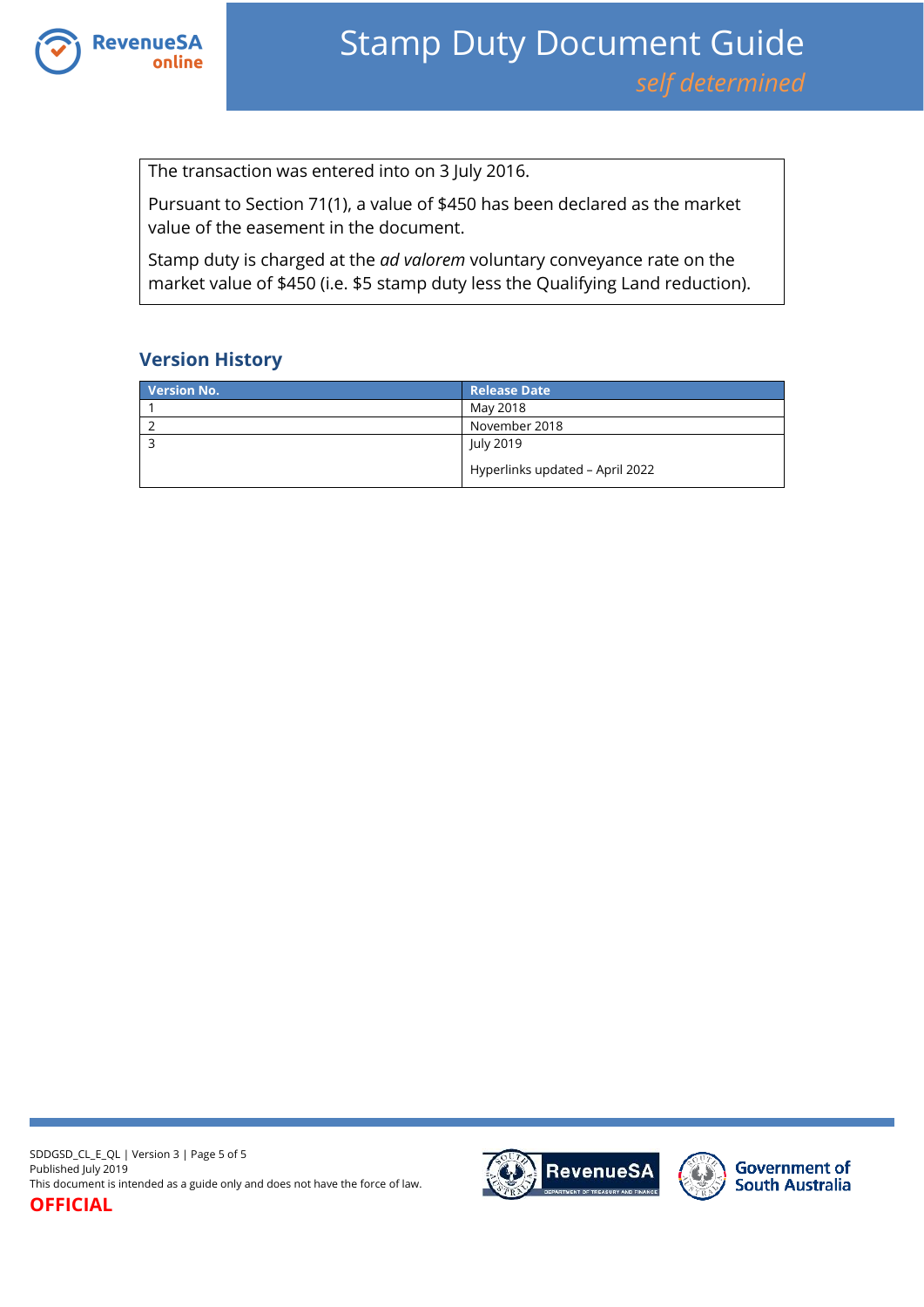The transaction was entered into on 3 July 2016.

Pursuant to Section 71(1), a value of $450 has been declared as the market value of the easement in the document.

Stamp duty is charged at the *ad valorem* voluntary conveyance rate on the market value of $450 (i.e. $5 stamp duty less the Qualifying Land reduction).

## Version History

| Version No. | Release Date |
|---|---|
| 1 | May 2018 |
| 2 | November 2018 |
| 3 | July 2019<br><br>Hyperlinks updated – April 2022 |

SDDGSD_CL_E_QL | Version 3
Published July 2019
This document is intended as a guide only and does not have the force of law.

**OFFICIAL**